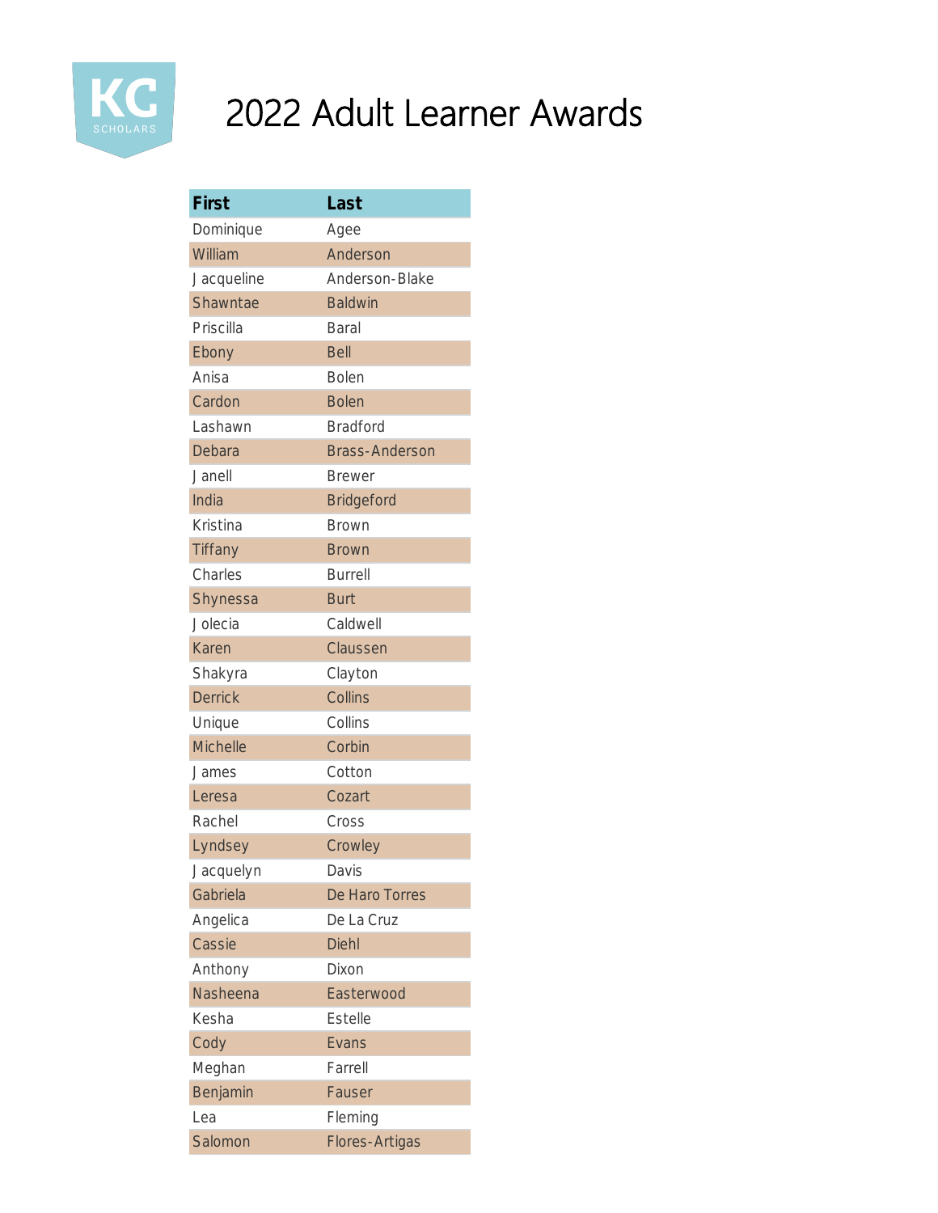KC SCHOLARS

# 2022 Adult Learner Awards

| First | Last |
|---|---|
| Dominique | Agee |
| William | Anderson |
| Jacqueline | Anderson-Blake |
| Shawntae | Baldwin |
| Priscilla | Baral |
| Ebony | Bell |
| Anisa | Bolen |
| Cardon | Bolen |
| Lashawn | Bradford |
| Debara | Brass-Anderson |
| Janell | Brewer |
| India | Bridgeford |
| Kristina | Brown |
| Tiffany | Brown |
| Charles | Burrell |
| Shynessa | Burt |
| Jolecia | Caldwell |
| Karen | Claussen |
| Shakyra | Clayton |
| Derrick | Collins |
| Unique | Collins |
| Michelle | Corbin |
| James | Cotton |
| Leresa | Cozart |
| Rachel | Cross |
| Lyndsey | Crowley |
| Jacquelyn | Davis |
| Gabriela | De Haro Torres |
| Angelica | De La Cruz |
| Cassie | Diehl |
| Anthony | Dixon |
| Nasheena | Easterwood |
| Kesha | Estelle |
| Cody | Evans |
| Meghan | Farrell |
| Benjamin | Fauser |
| Lea | Fleming |
| Salomon | Flores-Artigas |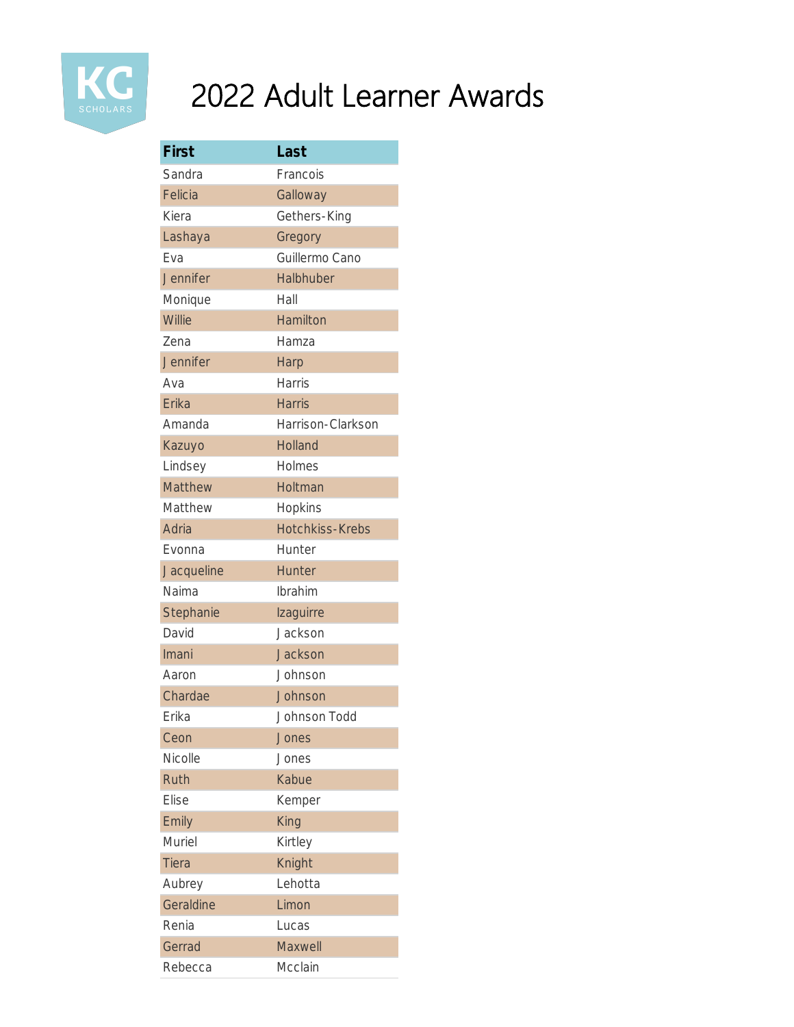# 2022 Adult Learner Awards

| First | Last |
|---|---|
| Sandra | Francois |
| Felicia | Galloway |
| Kiera | Gethers-King |
| Lashaya | Gregory |
| Eva | Guillermo Cano |
| Jennifer | Halbhuber |
| Monique | Hall |
| Willie | Hamilton |
| Zena | Hamza |
| Jennifer | Harp |
| Ava | Harris |
| Erika | Harris |
| Amanda | Harrison-Clarkson |
| Kazuyo | Holland |
| Lindsey | Holmes |
| Matthew | Holtman |
| Matthew | Hopkins |
| Adria | Hotchkiss-Krebs |
| Evonna | Hunter |
| Jacqueline | Hunter |
| Naima | Ibrahim |
| Stephanie | Izaguirre |
| David | Jackson |
| Imani | Jackson |
| Aaron | Johnson |
| Chardae | Johnson |
| Erika | Johnson Todd |
| Ceon | Jones |
| Nicolle | Jones |
| Ruth | Kabue |
| Elise | Kemper |
| Emily | King |
| Muriel | Kirtley |
| Tiera | Knight |
| Aubrey | Lehotta |
| Geraldine | Limon |
| Renia | Lucas |
| Gerrad | Maxwell |
| Rebecca | Mcclain |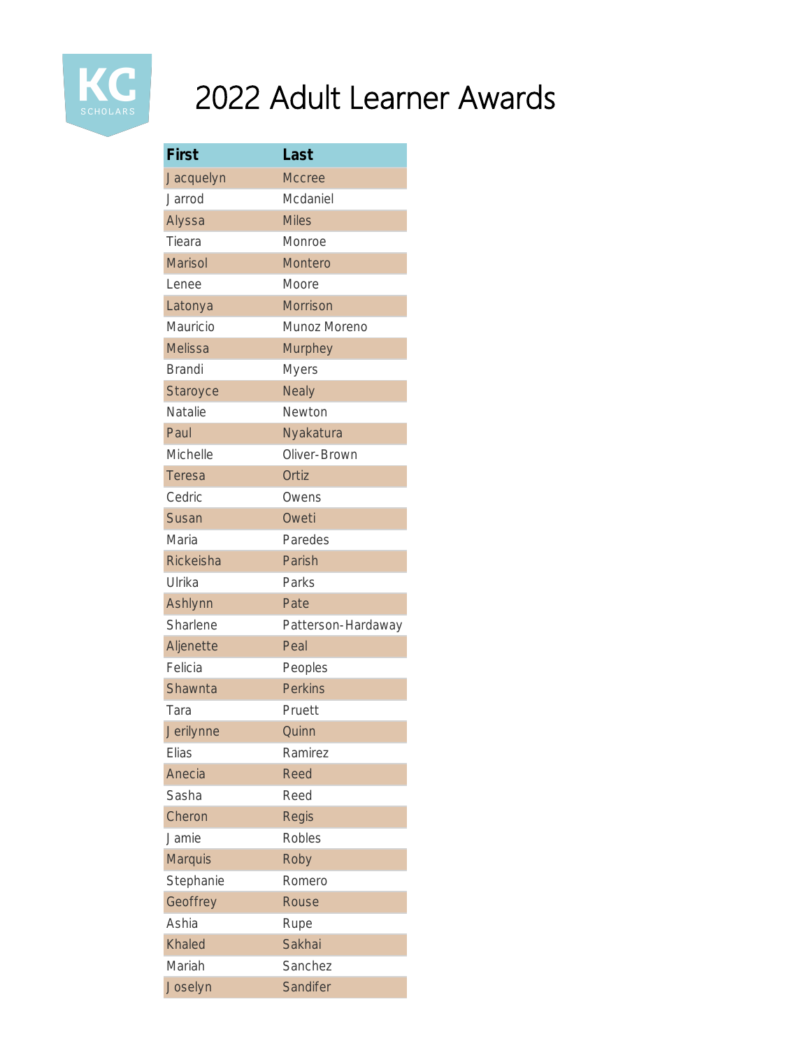KC SCHOLARS

# 2022 Adult Learner Awards

| First | Last |
|---|---|
| Jacquelyn | Mccree |
| Jarrod | Mcdaniel |
| Alyssa | Miles |
| Tieara | Monroe |
| Marisol | Montero |
| Lenee | Moore |
| Latonya | Morrison |
| Mauricio | Munoz Moreno |
| Melissa | Murphey |
| Brandi | Myers |
| Staroyce | Nealy |
| Natalie | Newton |
| Paul | Nyakatura |
| Michelle | Oliver-Brown |
| Teresa | Ortiz |
| Cedric | Owens |
| Susan | Oweti |
| Maria | Paredes |
| Rickeisha | Parish |
| Ulrika | Parks |
| Ashlynn | Pate |
| Sharlene | Patterson-Hardaway |
| Aljenette | Peal |
| Felicia | Peoples |
| Shawnta | Perkins |
| Tara | Pruett |
| Jerilynne | Quinn |
| Elias | Ramirez |
| Anecia | Reed |
| Sasha | Reed |
| Cheron | Regis |
| Jamie | Robles |
| Marquis | Roby |
| Stephanie | Romero |
| Geoffrey | Rouse |
| Ashia | Rupe |
| Khaled | Sakhai |
| Mariah | Sanchez |
| Joselyn | Sandifer |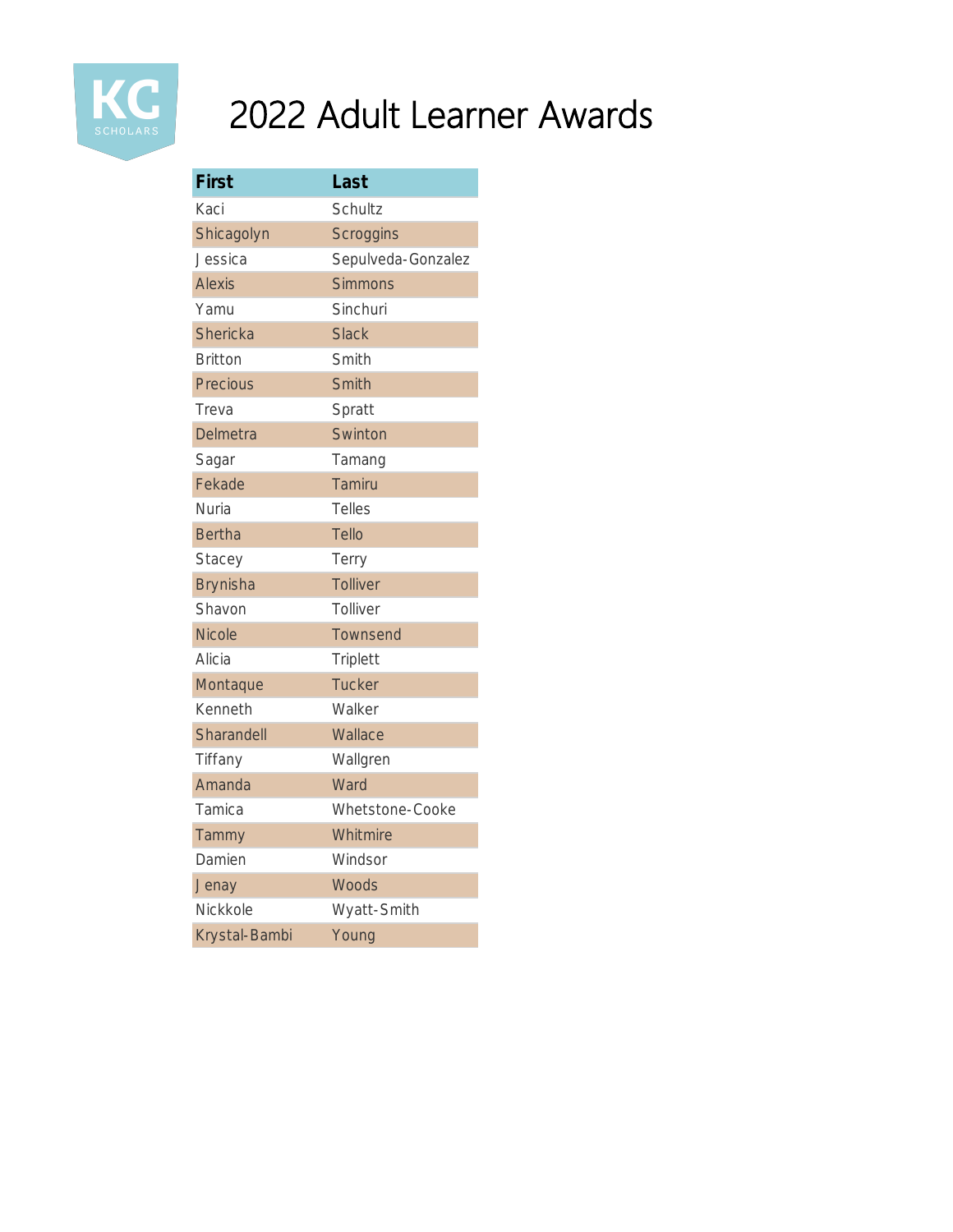KC SCHOLARS

# 2022 Adult Learner Awards

| First | Last |
|---|---|
| Kaci | Schultz |
| Shicagolyn | Scroggins |
| Jessica | Sepulveda-Gonzalez |
| Alexis | Simmons |
| Yamu | Sinchuri |
| Shericka | Slack |
| Britton | Smith |
| Precious | Smith |
| Treva | Spratt |
| Delmetra | Swinton |
| Sagar | Tamang |
| Fekade | Tamiru |
| Nuria | Telles |
| Bertha | Tello |
| Stacey | Terry |
| Brynisha | Tolliver |
| Shavon | Tolliver |
| Nicole | Townsend |
| Alicia | Triplett |
| Montaque | Tucker |
| Kenneth | Walker |
| Sharandell | Wallace |
| Tiffany | Wallgren |
| Amanda | Ward |
| Tamica | Whetstone-Cooke |
| Tammy | Whitmire |
| Damien | Windsor |
| Jenay | Woods |
| Nickkole | Wyatt-Smith |
| Krystal-Bambi | Young |